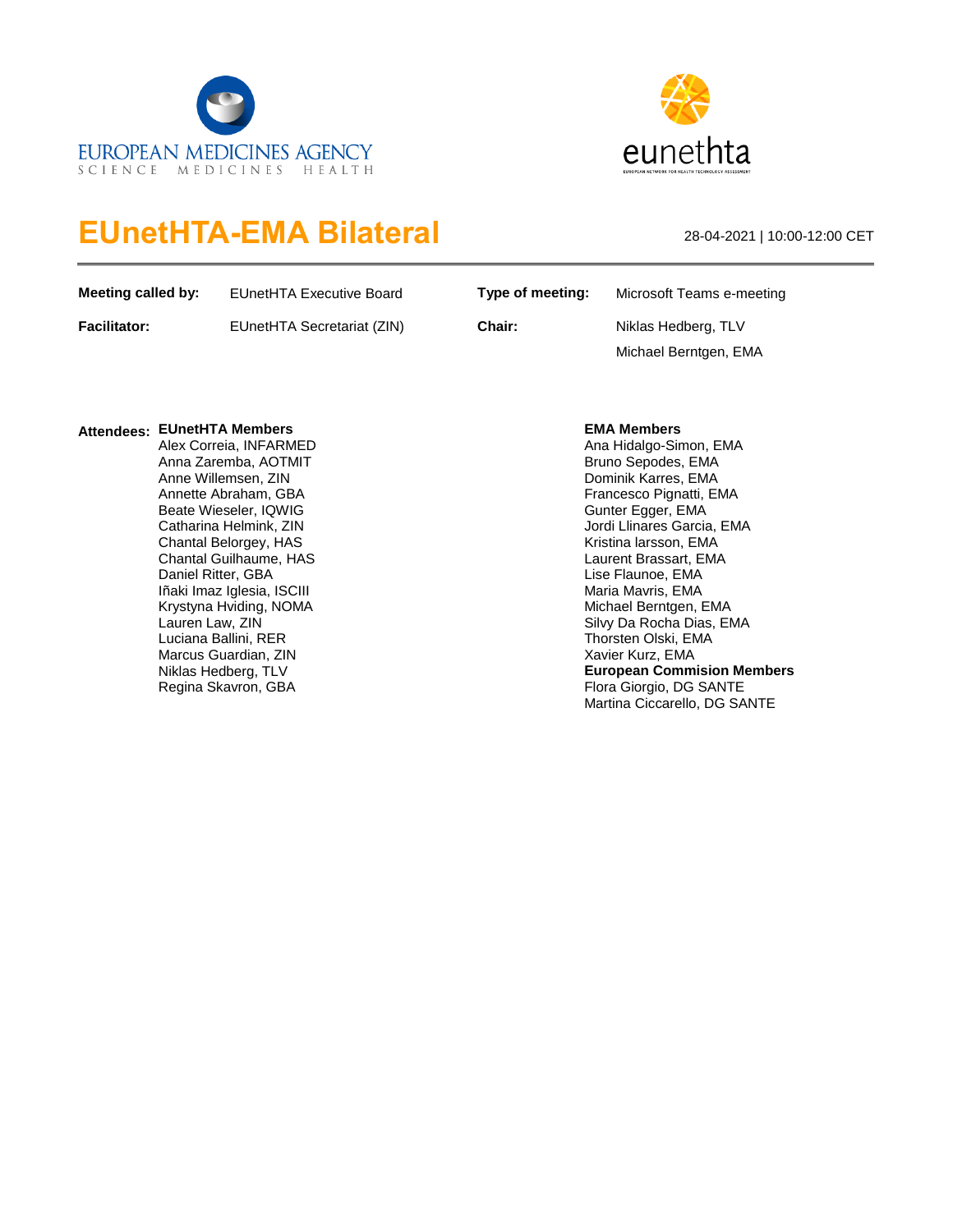EUROPEAN MEDICINES AGENCY
SCIENCE MEDICINES HEALTH

eunethta

# EUnetHTA-EMA Bilateral

28-04-2021 | 10:00-12:00 CET

| | | | |
|---|---|---|---|
| **Meeting called by:** | EUnetHTA Executive Board | **Type of meeting:** | Microsoft Teams e-meeting |
| **Facilitator:** | EUnetHTA Secretariat (ZIN) | **Chair:** | Niklas Hedberg, TLV<br>Michael Berntgen, EMA |

**Attendees:**

**EUnetHTA Members**

Alex Correia, INFARMED
Anna Zaremba, AOTMIT
Anne Willemsen, ZIN
Annette Abraham, GBA
Beate Wieseler, IQWIG
Catharina Helmink, ZIN
Chantal Belorgey, HAS
Chantal Guilhaume, HAS
Daniel Ritter, GBA
Iñaki Imaz Iglesia, ISCIII
Krystyna Hviding, NOMA
Lauren Law, ZIN
Luciana Ballini, RER
Marcus Guardian, ZIN
Niklas Hedberg, TLV
Regina Skavron, GBA

**EMA Members**

Ana Hidalgo-Simon, EMA
Bruno Sepodes, EMA
Dominik Karres, EMA
Francesco Pignatti, EMA
Gunter Egger, EMA
Jordi Llinares Garcia, EMA
Kristina larsson, EMA
Laurent Brassart, EMA
Lise Flaunoe, EMA
Maria Mavris, EMA
Michael Berntgen, EMA
Silvy Da Rocha Dias, EMA
Thorsten Olski, EMA
Xavier Kurz, EMA

**European Commision Members**

Flora Giorgio, DG SANTE
Martina Ciccarello, DG SANTE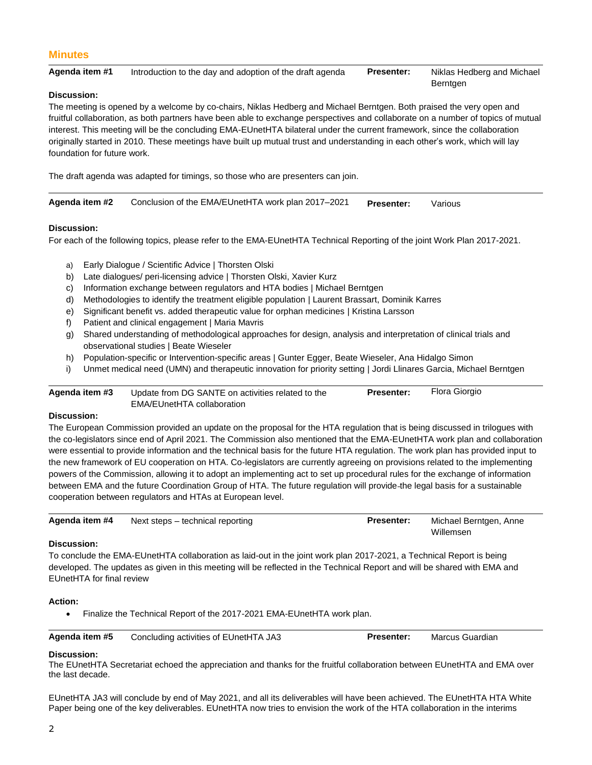## Minutes

| **Agenda item #1** | Introduction to the day and adoption of the draft agenda | **Presenter:** | Niklas Hedberg and Michael Berntgen |
|---|---|---|---|

**Discussion:**

The meeting is opened by a welcome by co-chairs, Niklas Hedberg and Michael Berntgen. Both praised the very open and fruitful collaboration, as both partners have been able to exchange perspectives and collaborate on a number of topics of mutual interest. This meeting will be the concluding EMA-EUnetHTA bilateral under the current framework, since the collaboration originally started in 2010. These meetings have built up mutual trust and understanding in each other's work, which will lay foundation for future work.

The draft agenda was adapted for timings, so those who are presenters can join.

| **Agenda item #2** | Conclusion of the EMA/EUnetHTA work plan 2017–2021 | **Presenter:** | Various |
|---|---|---|---|

**Discussion:**

For each of the following topics, please refer to the EMA-EUnetHTA Technical Reporting of the joint Work Plan 2017-2021.

a) Early Dialogue / Scientific Advice | Thorsten Olski
b) Late dialogues/ peri-licensing advice | Thorsten Olski, Xavier Kurz
c) Information exchange between regulators and HTA bodies | Michael Berntgen
d) Methodologies to identify the treatment eligible population | Laurent Brassart, Dominik Karres
e) Significant benefit vs. added therapeutic value for orphan medicines | Kristina Larsson
f) Patient and clinical engagement | Maria Mavris
g) Shared understanding of methodological approaches for design, analysis and interpretation of clinical trials and observational studies | Beate Wieseler
h) Population-specific or Intervention-specific areas | Gunter Egger, Beate Wieseler, Ana Hidalgo Simon
i) Unmet medical need (UMN) and therapeutic innovation for priority setting | Jordi Llinares Garcia, Michael Berntgen

| **Agenda item #3** | Update from DG SANTE on activities related to the EMA/EUnetHTA collaboration | **Presenter:** | Flora Giorgio |
|---|---|---|---|

**Discussion:**

The European Commission provided an update on the proposal for the HTA regulation that is being discussed in trilogues with the co-legislators since end of April 2021. The Commission also mentioned that the EMA-EUnetHTA work plan and collaboration were essential to provide information and the technical basis for the future HTA regulation. The work plan has provided input to the new framework of EU cooperation on HTA. Co-legislators are currently agreeing on provisions related to the implementing powers of the Commission, allowing it to adopt an implementing act to set up procedural rules for the exchange of information between EMA and the future Coordination Group of HTA. The future regulation will provide-the legal basis for a sustainable cooperation between regulators and HTAs at European level.

| **Agenda item #4** | Next steps – technical reporting | **Presenter:** | Michael Berntgen, Anne Willemsen |
|---|---|---|---|

**Discussion:**

To conclude the EMA-EUnetHTA collaboration as laid-out in the joint work plan 2017-2021, a Technical Report is being developed. The updates as given in this meeting will be reflected in the Technical Report and will be shared with EMA and EUnetHTA for final review

**Action:**

- Finalize the Technical Report of the 2017-2021 EMA-EUnetHTA work plan.

| **Agenda item #5** | Concluding activities of EUnetHTA JA3 | **Presenter:** | Marcus Guardian |
|---|---|---|---|

**Discussion:**

The EUnetHTA Secretariat echoed the appreciation and thanks for the fruitful collaboration between EUnetHTA and EMA over the last decade.

EUnetHTA JA3 will conclude by end of May 2021, and all its deliverables will have been achieved. The EUnetHTA HTA White Paper being one of the key deliverables. EUnetHTA now tries to envision the work of the HTA collaboration in the interims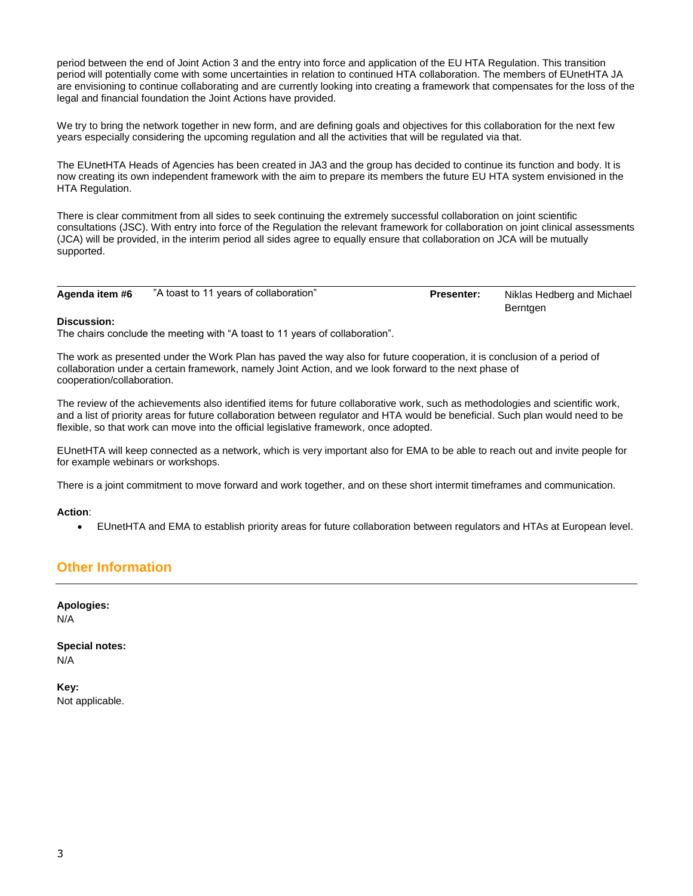period between the end of Joint Action 3 and the entry into force and application of the EU HTA Regulation. This transition period will potentially come with some uncertainties in relation to continued HTA collaboration. The members of EUnetHTA JA are envisioning to continue collaborating and are currently looking into creating a framework that compensates for the loss of the legal and financial foundation the Joint Actions have provided.

We try to bring the network together in new form, and are defining goals and objectives for this collaboration for the next few years especially considering the upcoming regulation and all the activities that will be regulated via that.

The EUnetHTA Heads of Agencies has been created in JA3 and the group has decided to continue its function and body. It is now creating its own independent framework with the aim to prepare its members the future EU HTA system envisioned in the HTA Regulation.

There is clear commitment from all sides to seek continuing the extremely successful collaboration on joint scientific consultations (JSC). With entry into force of the Regulation the relevant framework for collaboration on joint clinical assessments (JCA) will be provided, in the interim period all sides agree to equally ensure that collaboration on JCA will be mutually supported.

| **Agenda item #6** | "A toast to 11 years of collaboration" | **Presenter:** | Niklas Hedberg and Michael Berntgen |
|---|---|---|---|

**Discussion:**
The chairs conclude the meeting with "A toast to 11 years of collaboration".

The work as presented under the Work Plan has paved the way also for future cooperation, it is conclusion of a period of collaboration under a certain framework, namely Joint Action, and we look forward to the next phase of cooperation/collaboration.

The review of the achievements also identified items for future collaborative work, such as methodologies and scientific work, and a list of priority areas for future collaboration between regulator and HTA would be beneficial. Such plan would need to be flexible, so that work can move into the official legislative framework, once adopted.

EUnetHTA will keep connected as a network, which is very important also for EMA to be able to reach out and invite people for for example webinars or workshops.

There is a joint commitment to move forward and work together, and on these short intermit timeframes and communication.

**Action**:

- EUnetHTA and EMA to establish priority areas for future collaboration between regulators and HTAs at European level.

## Other Information

**Apologies:**
N/A

**Special notes:**
N/A

**Key:**
Not applicable.